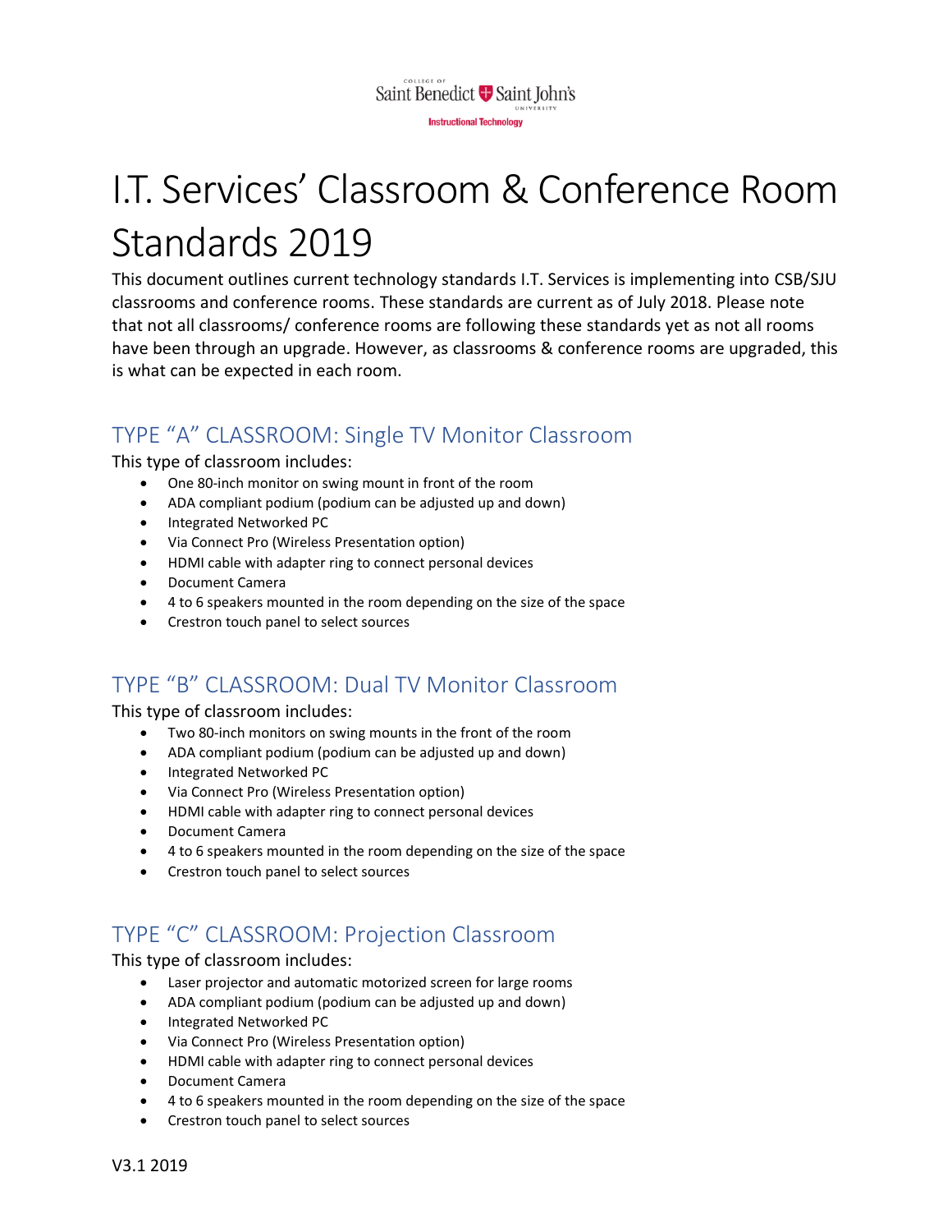# I.T. Services' Classroom & Conference Room Standards 2019

This document outlines current technology standards I.T. Services is implementing into CSB/SJU classrooms and conference rooms. These standards are current as of July 2018. Please note that not all classrooms/ conference rooms are following these standards yet as not all rooms have been through an upgrade. However, as classrooms & conference rooms are upgraded, this is what can be expected in each room.

## TYPE "A" CLASSROOM: Single TV Monitor Classroom

This type of classroom includes:

- One 80-inch monitor on swing mount in front of the room
- ADA compliant podium (podium can be adjusted up and down)
- Integrated Networked PC
- Via Connect Pro (Wireless Presentation option)
- HDMI cable with adapter ring to connect personal devices
- Document Camera
- 4 to 6 speakers mounted in the room depending on the size of the space
- Crestron touch panel to select sources

## TYPE "B" CLASSROOM: Dual TV Monitor Classroom

This type of classroom includes:

- Two 80-inch monitors on swing mounts in the front of the room
- ADA compliant podium (podium can be adjusted up and down)
- Integrated Networked PC
- Via Connect Pro (Wireless Presentation option)
- HDMI cable with adapter ring to connect personal devices
- Document Camera
- 4 to 6 speakers mounted in the room depending on the size of the space
- Crestron touch panel to select sources

## TYPE "C" CLASSROOM: Projection Classroom

This type of classroom includes:

- Laser projector and automatic motorized screen for large rooms
- ADA compliant podium (podium can be adjusted up and down)
- Integrated Networked PC
- Via Connect Pro (Wireless Presentation option)
- HDMI cable with adapter ring to connect personal devices
- Document Camera
- 4 to 6 speakers mounted in the room depending on the size of the space
- Crestron touch panel to select sources

V3.1 2019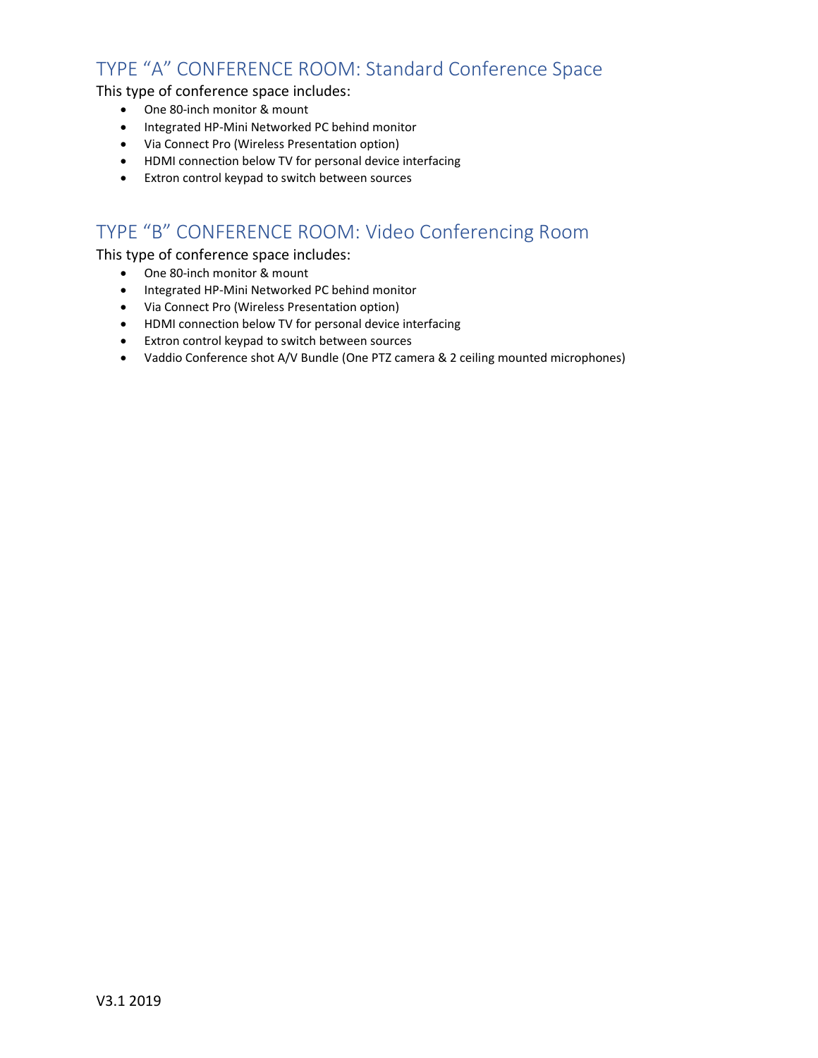## TYPE "A" CONFERENCE ROOM: Standard Conference Space

This type of conference space includes:

- One 80-inch monitor & mount
- Integrated HP-Mini Networked PC behind monitor
- Via Connect Pro (Wireless Presentation option)
- HDMI connection below TV for personal device interfacing
- Extron control keypad to switch between sources

## TYPE "B" CONFERENCE ROOM: Video Conferencing Room

This type of conference space includes:

- One 80-inch monitor & mount
- Integrated HP-Mini Networked PC behind monitor
- Via Connect Pro (Wireless Presentation option)
- HDMI connection below TV for personal device interfacing
- Extron control keypad to switch between sources
- Vaddio Conference shot A/V Bundle (One PTZ camera & 2 ceiling mounted microphones)

V3.1 2019